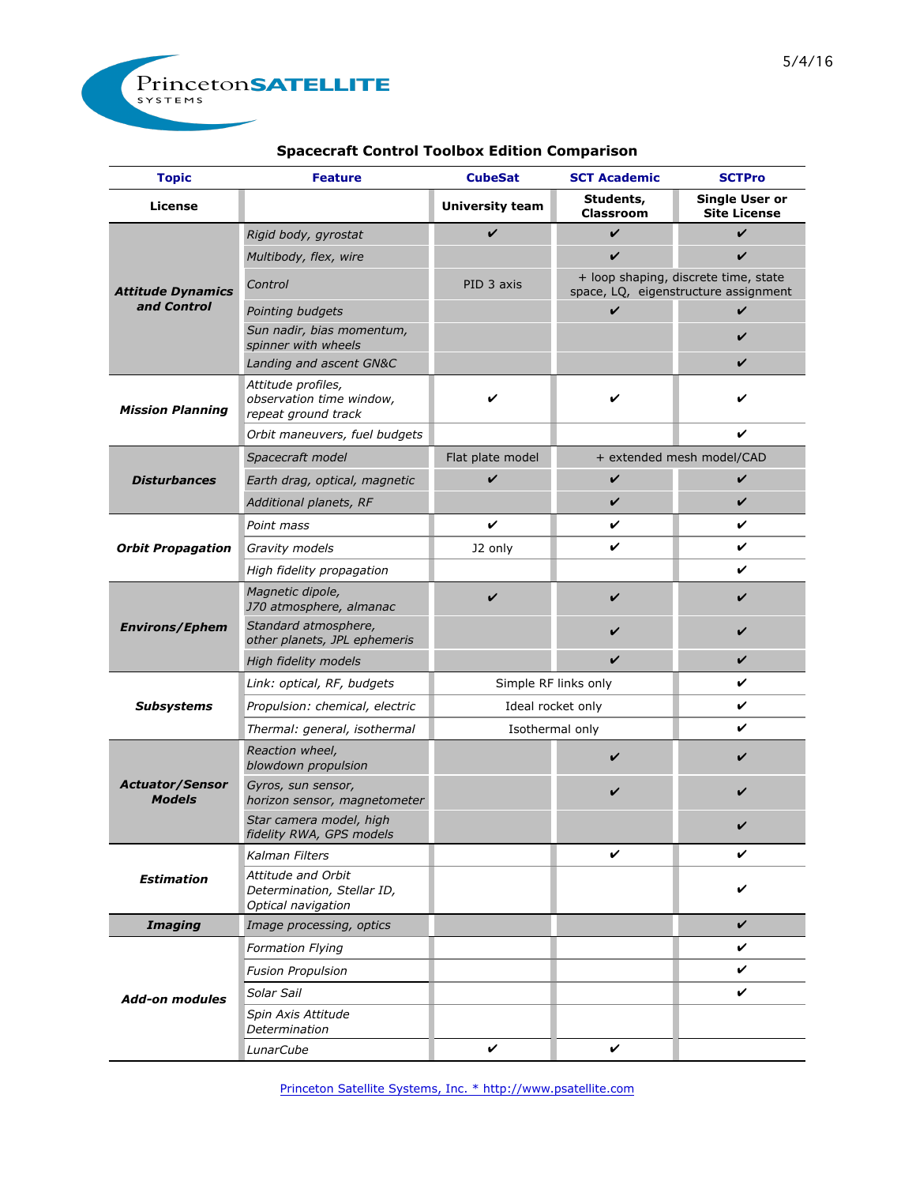Princeton SATELLITE SYSTEMS

5/4/16

## Spacecraft Control Toolbox Edition Comparison

| Topic | Feature | CubeSat | SCT Academic | SCTPro |
|---|---|---|---|---|
| **License** | | University team | Students, Classroom | Single User or Site License |
| ***Attitude Dynamics and Control*** | *Rigid body, gyrostat* | ✔ | ✔ | ✔ |
| | *Multibody, flex, wire* | | ✔ | ✔ |
| | *Control* | PID 3 axis | + loop shaping, discrete time, state space, LQ, eigenstructure assignment | |
| | *Pointing budgets* | | ✔ | ✔ |
| | *Sun nadir, bias momentum, spinner with wheels* | | | ✔ |
| | *Landing and ascent GN&C* | | | ✔ |
| ***Mission Planning*** | *Attitude profiles, observation time window, repeat ground track* | ✔ | ✔ | ✔ |
| | *Orbit maneuvers, fuel budgets* | | | ✔ |
| ***Disturbances*** | *Spacecraft model* | Flat plate model | + extended mesh model/CAD | |
| | *Earth drag, optical, magnetic* | ✔ | ✔ | ✔ |
| | *Additional planets, RF* | | ✔ | ✔ |
| ***Orbit Propagation*** | *Point mass* | ✔ | ✔ | ✔ |
| | *Gravity models* | J2 only | ✔ | ✔ |
| | *High fidelity propagation* | | | ✔ |
| ***Environs/Ephem*** | *Magnetic dipole, J70 atmosphere, almanac* | ✔ | ✔ | ✔ |
| | *Standard atmosphere, other planets, JPL ephemeris* | | ✔ | ✔ |
| | *High fidelity models* | | ✔ | ✔ |
| ***Subsystems*** | *Link: optical, RF, budgets* | Simple RF links only | | ✔ |
| | *Propulsion: chemical, electric* | Ideal rocket only | | ✔ |
| | *Thermal: general, isothermal* | Isothermal only | | ✔ |
| ***Actuator/Sensor Models*** | *Reaction wheel, blowdown propulsion* | | ✔ | ✔ |
| | *Gyros, sun sensor, horizon sensor, magnetometer* | | ✔ | ✔ |
| | *Star camera model, high fidelity RWA, GPS models* | | | ✔ |
| ***Estimation*** | *Kalman Filters* | | ✔ | ✔ |
| | *Attitude and Orbit Determination, Stellar ID, Optical navigation* | | | ✔ |
| ***Imaging*** | *Image processing, optics* | | | ✔ |
| ***Add-on modules*** | *Formation Flying* | | | ✔ |
| | *Fusion Propulsion* | | | ✔ |
| | *Solar Sail* | | | ✔ |
| | *Spin Axis Attitude Determination* | | | |
| | *LunarCube* | ✔ | ✔ | |

Princeton Satellite Systems, Inc. * http://www.psatellite.com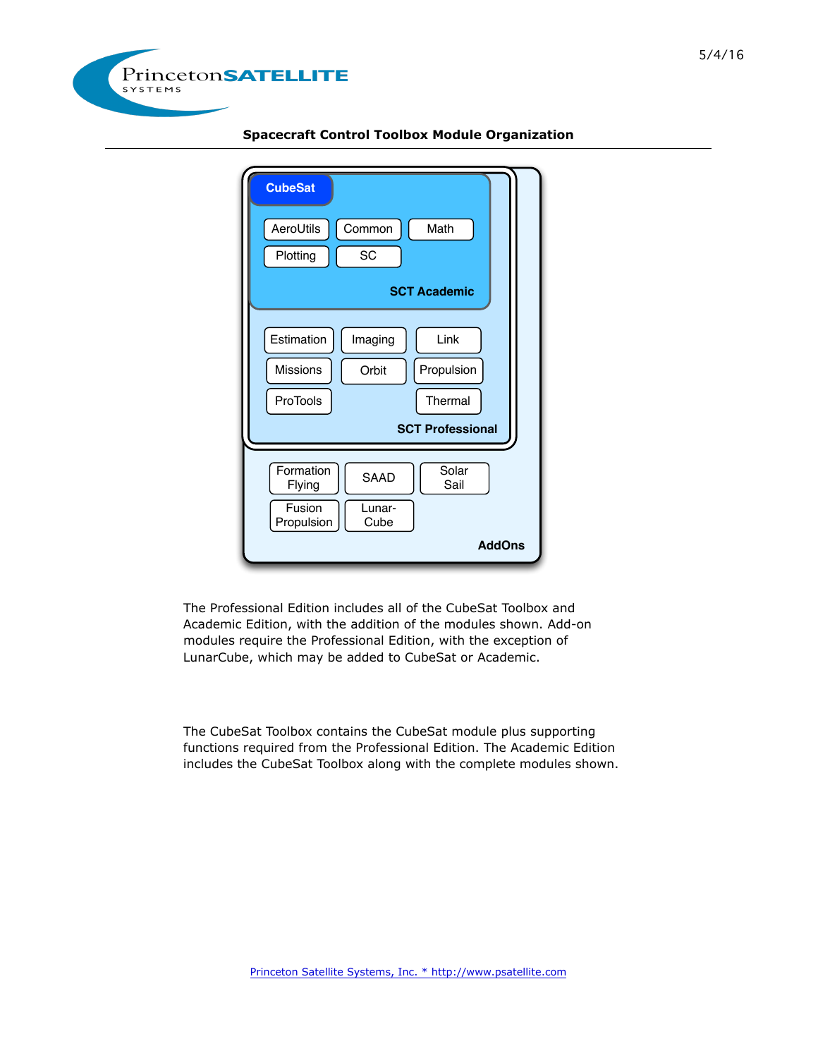**Spacecraft Control Toolbox Module Organization**

CubeSat

AeroUtils
Common
Math
Plotting
SC

SCT Academic

Estimation
Imaging
Link
Missions
Orbit
Propulsion
ProTools
Thermal

SCT Professional

Formation Flying
SAAD
Solar Sail
Fusion Propulsion
Lunar-Cube

AddOns

The Professional Edition includes all of the CubeSat Toolbox and Academic Edition, with the addition of the modules shown. Add-on modules require the Professional Edition, with the exception of LunarCube, which may be added to CubeSat or Academic.

The CubeSat Toolbox contains the CubeSat module plus supporting functions required from the Professional Edition. The Academic Edition includes the CubeSat Toolbox along with the complete modules shown.